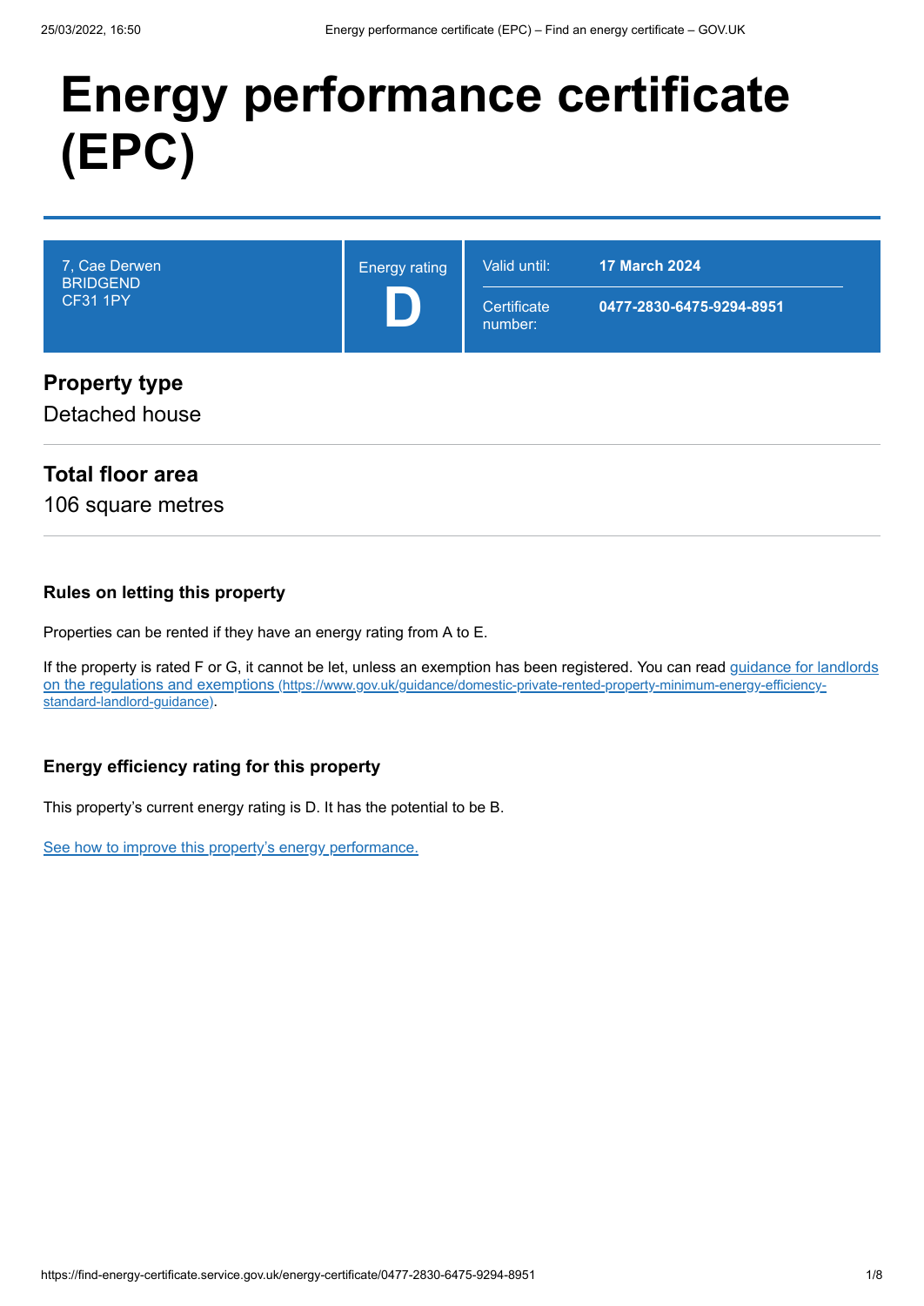# Energy performance certificate (EPC)

| 7, Cae Derwen<br>BRIDGEND<br>CF31 1PY | Energy rating<br>**D** | Valid until: **17 March 2024**<br>Certificate number: **0477-2830-6475-9294-8951** |
|---|---|---|

## Property type

Detached house

## Total floor area

106 square metres

### Rules on letting this property

Properties can be rented if they have an energy rating from A to E.

If the property is rated F or G, it cannot be let, unless an exemption has been registered. You can read [guidance for landlords on the regulations and exemptions](https://www.gov.uk/guidance/domestic-private-rented-property-minimum-energy-efficiency-standard-landlord-guidance) (https://www.gov.uk/guidance/domestic-private-rented-property-minimum-energy-efficiency-standard-landlord-guidance).

### Energy efficiency rating for this property

This property's current energy rating is D. It has the potential to be B.

See how to improve this property's energy performance.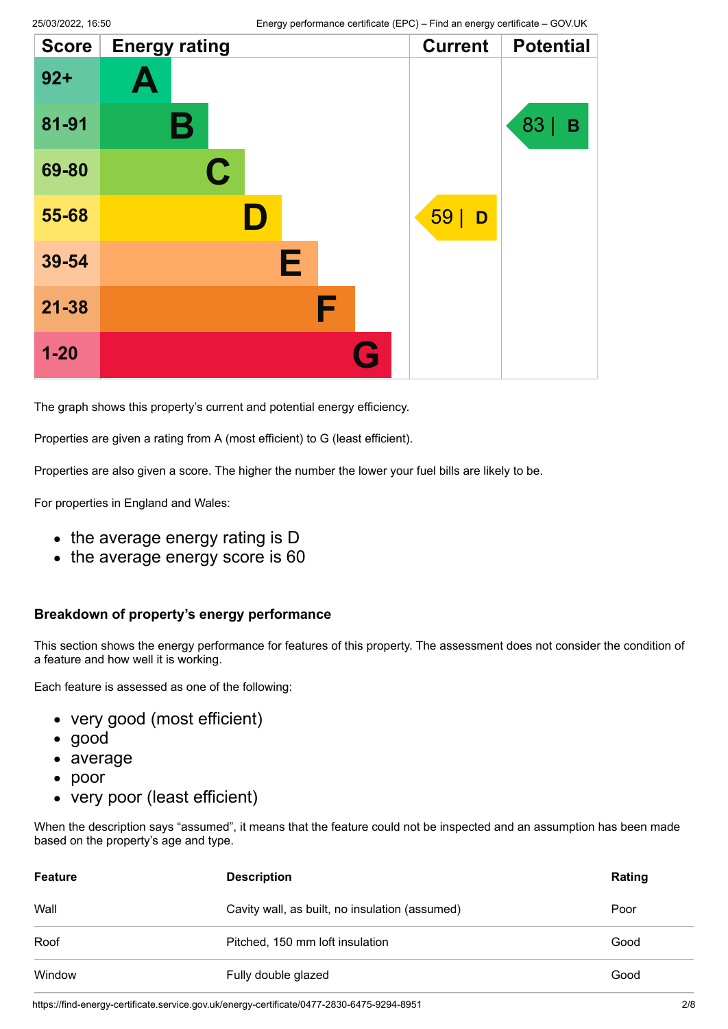| Score | Energy rating | Current | Potential |
|---|---|---|---|
| 92+ | A | | |
| 81-91 | B | | 83 \| B |
| 69-80 | C | | |
| 55-68 | D | 59 \| D | |
| 39-54 | E | | |
| 21-38 | F | | |
| 1-20 | G | | |

The graph shows this property's current and potential energy efficiency.

Properties are given a rating from A (most efficient) to G (least efficient).

Properties are also given a score. The higher the number the lower your fuel bills are likely to be.

For properties in England and Wales:

- the average energy rating is D
- the average energy score is 60

### Breakdown of property's energy performance

This section shows the energy performance for features of this property. The assessment does not consider the condition of a feature and how well it is working.

Each feature is assessed as one of the following:

- very good (most efficient)
- good
- average
- poor
- very poor (least efficient)

When the description says "assumed", it means that the feature could not be inspected and an assumption has been made based on the property's age and type.

| Feature | Description | Rating |
|---|---|---|
| Wall | Cavity wall, as built, no insulation (assumed) | Poor |
| Roof | Pitched, 150 mm loft insulation | Good |
| Window | Fully double glazed | Good |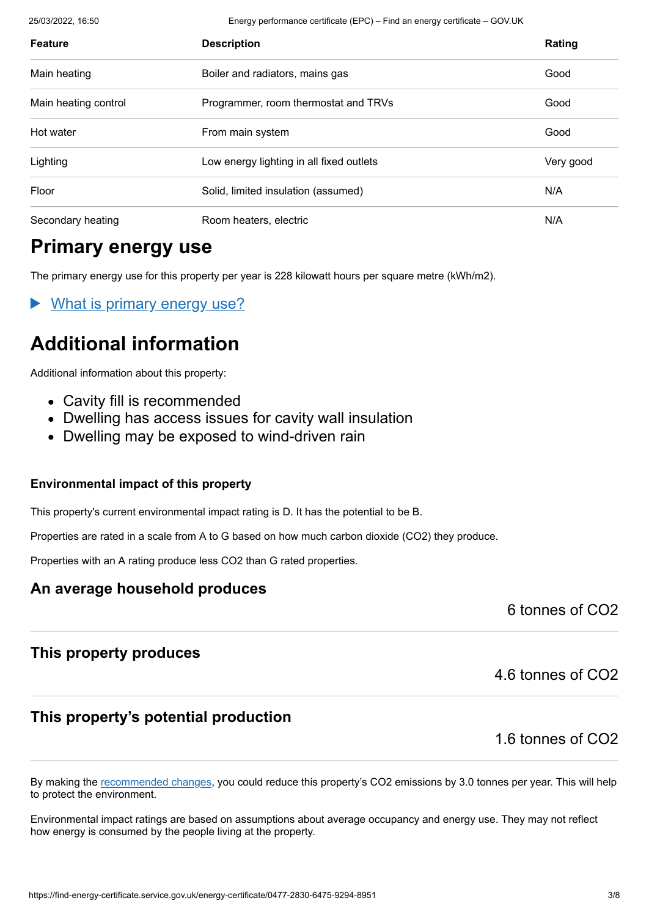| Feature | Description | Rating |
| --- | --- | --- |
| Main heating | Boiler and radiators, mains gas | Good |
| Main heating control | Programmer, room thermostat and TRVs | Good |
| Hot water | From main system | Good |
| Lighting | Low energy lighting in all fixed outlets | Very good |
| Floor | Solid, limited insulation (assumed) | N/A |
| Secondary heating | Room heaters, electric | N/A |

# Primary energy use

The primary energy use for this property per year is 228 kilowatt hours per square metre (kWh/m2).

▶ What is primary energy use?

# Additional information

Additional information about this property:

- Cavity fill is recommended
- Dwelling has access issues for cavity wall insulation
- Dwelling may be exposed to wind-driven rain

### Environmental impact of this property

This property's current environmental impact rating is D. It has the potential to be B.

Properties are rated in a scale from A to G based on how much carbon dioxide ($CO_2$) they produce.

Properties with an A rating produce less $CO_2$ than G rated properties.

## An average household produces

6 tonnes of $CO_2$

## This property produces

4.6 tonnes of $CO_2$

## This property's potential production

1.6 tonnes of $CO_2$

By making the recommended changes, you could reduce this property's $CO_2$ emissions by 3.0 tonnes per year. This will help to protect the environment.

Environmental impact ratings are based on assumptions about average occupancy and energy use. They may not reflect how energy is consumed by the people living at the property.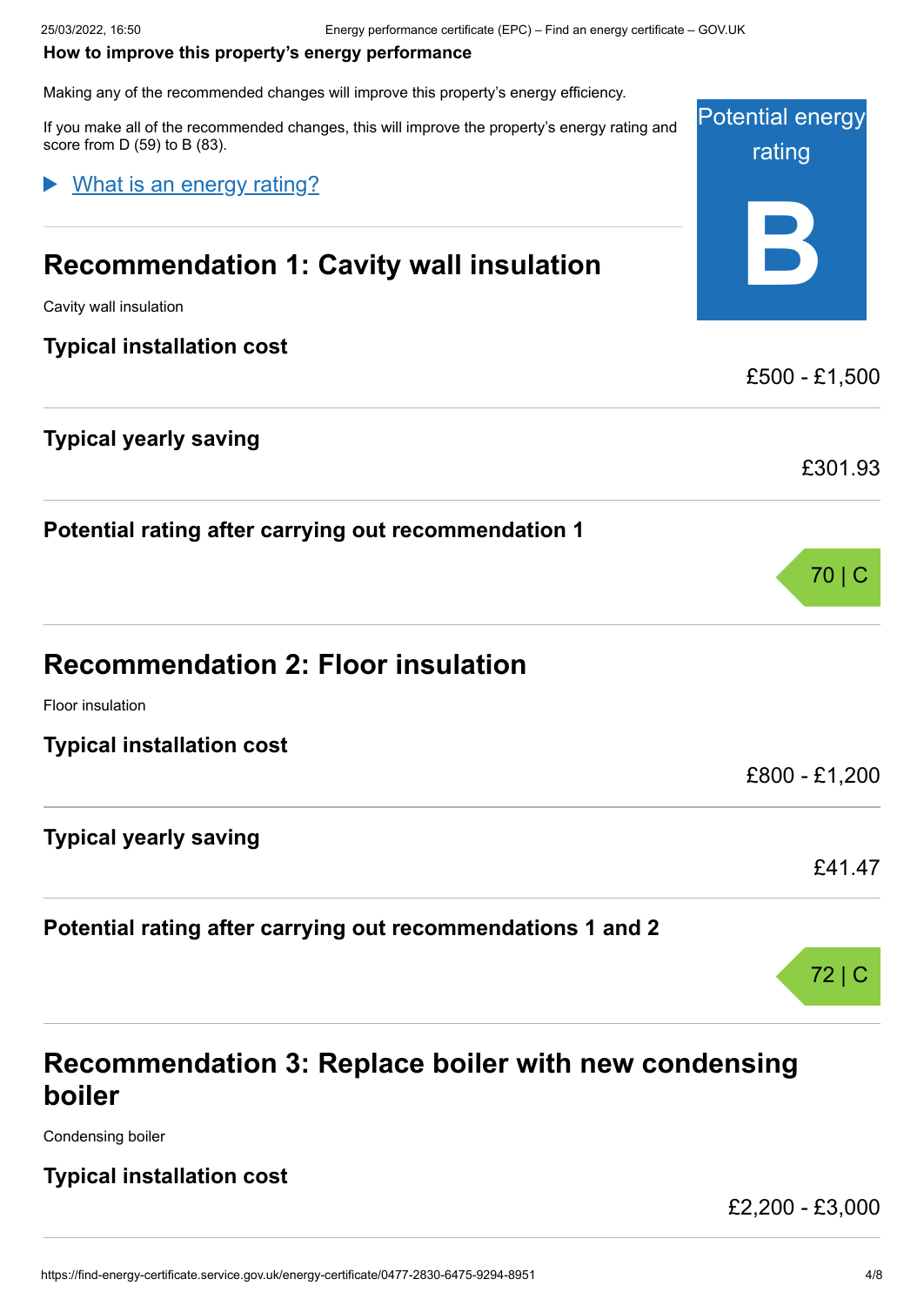### How to improve this property's energy performance

Making any of the recommended changes will improve this property's energy efficiency.

If you make all of the recommended changes, this will improve the property's energy rating and score from D (59) to B (83).

Potential energy rating

**B**

What is an energy rating?

## Recommendation 1: Cavity wall insulation

Cavity wall insulation

### Typical installation cost

£500 - £1,500

### Typical yearly saving

£301.93

### Potential rating after carrying out recommendation 1

70 | C

## Recommendation 2: Floor insulation

Floor insulation

### Typical installation cost

£800 - £1,200

### Typical yearly saving

£41.47

### Potential rating after carrying out recommendations 1 and 2

72 | C

## Recommendation 3: Replace boiler with new condensing boiler

Condensing boiler

### Typical installation cost

£2,200 - £3,000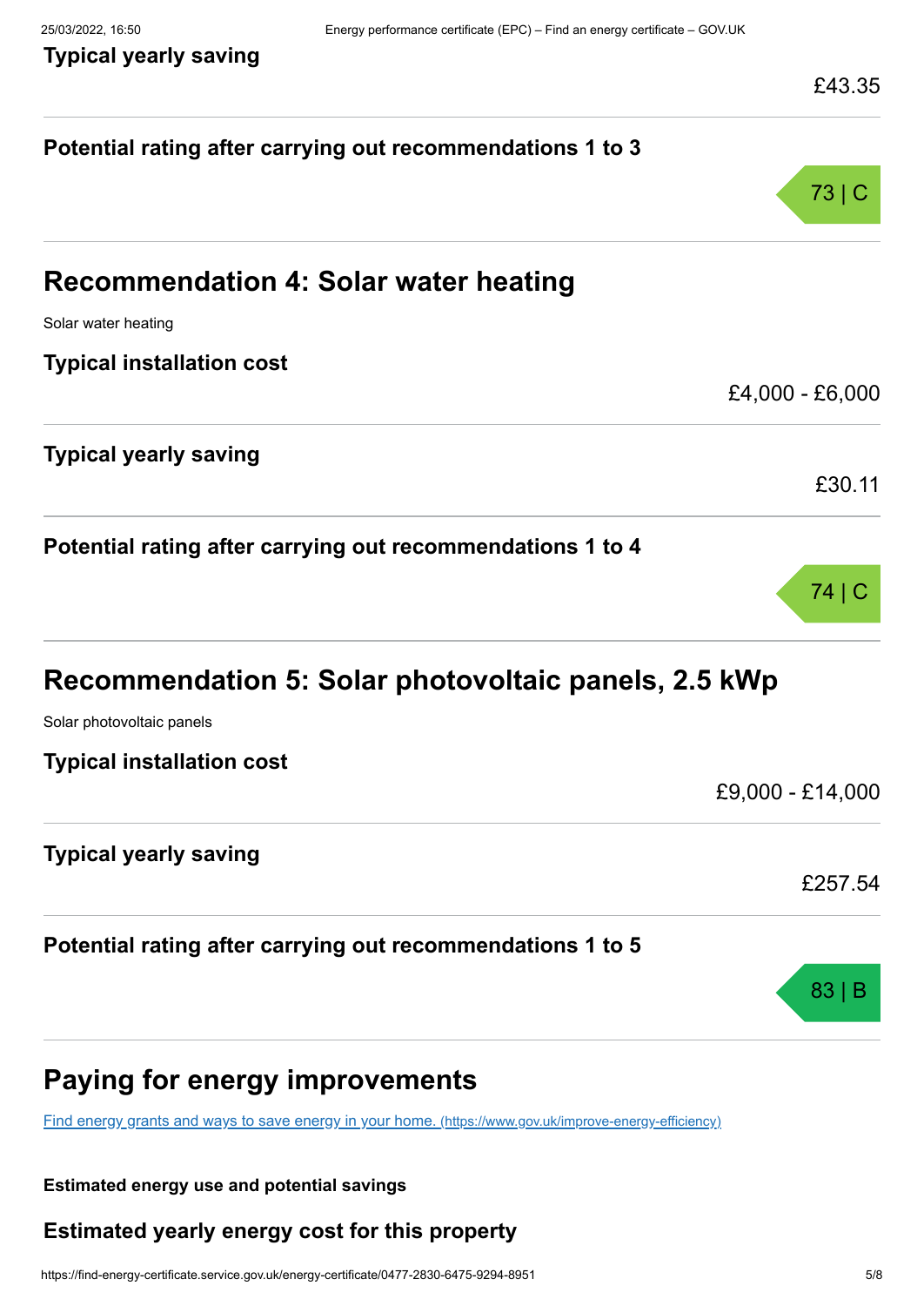**Typical yearly saving**

£43.35

**Potential rating after carrying out recommendations 1 to 3**

73 | C

## Recommendation 4: Solar water heating

Solar water heating

**Typical installation cost**

£4,000 - £6,000

**Typical yearly saving**

£30.11

**Potential rating after carrying out recommendations 1 to 4**

74 | C

## Recommendation 5: Solar photovoltaic panels, 2.5 kWp

Solar photovoltaic panels

**Typical installation cost**

£9,000 - £14,000

**Typical yearly saving**

£257.54

**Potential rating after carrying out recommendations 1 to 5**

83 | B

## Paying for energy improvements

[Find energy grants and ways to save energy in your home. (https://www.gov.uk/improve-energy-efficiency)](https://www.gov.uk/improve-energy-efficiency)

**Estimated energy use and potential savings**

### Estimated yearly energy cost for this property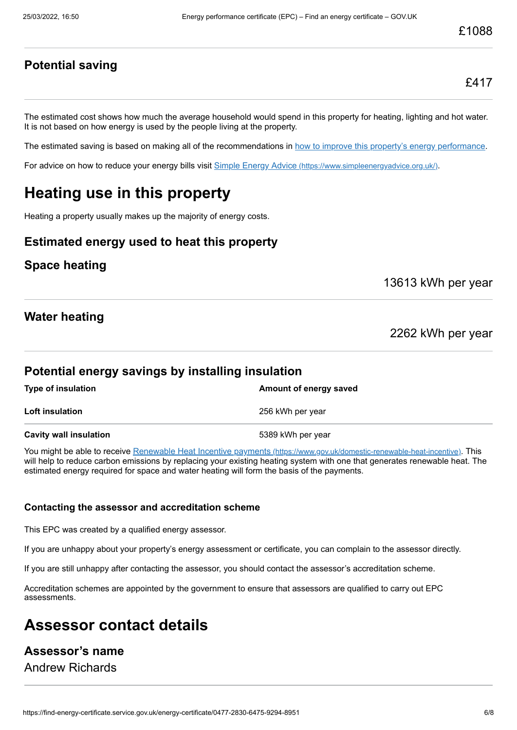£1088

### Potential saving

£417

The estimated cost shows how much the average household would spend in this property for heating, lighting and hot water. It is not based on how energy is used by the people living at the property.

The estimated saving is based on making all of the recommendations in [how to improve this property's energy performance](#).

For advice on how to reduce your energy bills visit [Simple Energy Advice (https://www.simpleenergyadvice.org.uk/)](https://www.simpleenergyadvice.org.uk/).

# Heating use in this property

Heating a property usually makes up the majority of energy costs.

### Estimated energy used to heat this property

### Space heating

13613 kWh per year

### Water heating

2262 kWh per year

### Potential energy savings by installing insulation

| Type of insulation | Amount of energy saved |
|---|---|
| **Loft insulation** | 256 kWh per year |
| **Cavity wall insulation** | 5389 kWh per year |

You might be able to receive [Renewable Heat Incentive payments (https://www.gov.uk/domestic-renewable-heat-incentive)](https://www.gov.uk/domestic-renewable-heat-incentive). This will help to reduce carbon emissions by replacing your existing heating system with one that generates renewable heat. The estimated energy required for space and water heating will form the basis of the payments.

#### Contacting the assessor and accreditation scheme

This EPC was created by a qualified energy assessor.

If you are unhappy about your property's energy assessment or certificate, you can complain to the assessor directly.

If you are still unhappy after contacting the assessor, you should contact the assessor's accreditation scheme.

Accreditation schemes are appointed by the government to ensure that assessors are qualified to carry out EPC assessments.

# Assessor contact details

### Assessor's name

Andrew Richards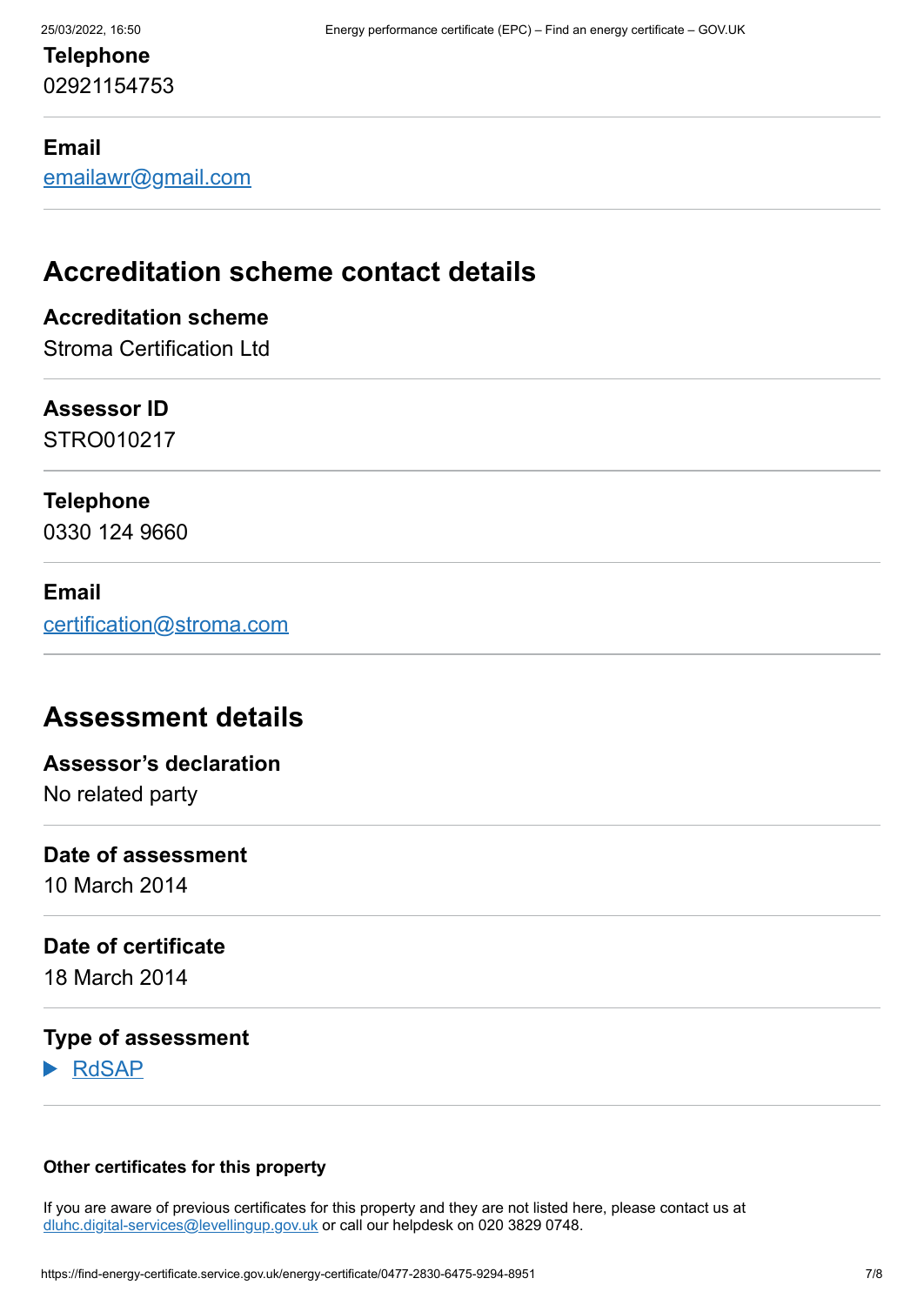**Telephone**
02921154753

**Email**
emailawr@gmail.com

## Accreditation scheme contact details

**Accreditation scheme**
Stroma Certification Ltd

**Assessor ID**
STRO010217

**Telephone**
0330 124 9660

**Email**
certification@stroma.com

## Assessment details

**Assessor's declaration**
No related party

**Date of assessment**
10 March 2014

**Date of certificate**
18 March 2014

**Type of assessment**
▶ RdSAP

**Other certificates for this property**

If you are aware of previous certificates for this property and they are not listed here, please contact us at dluhc.digital-services@levellingup.gov.uk or call our helpdesk on 020 3829 0748.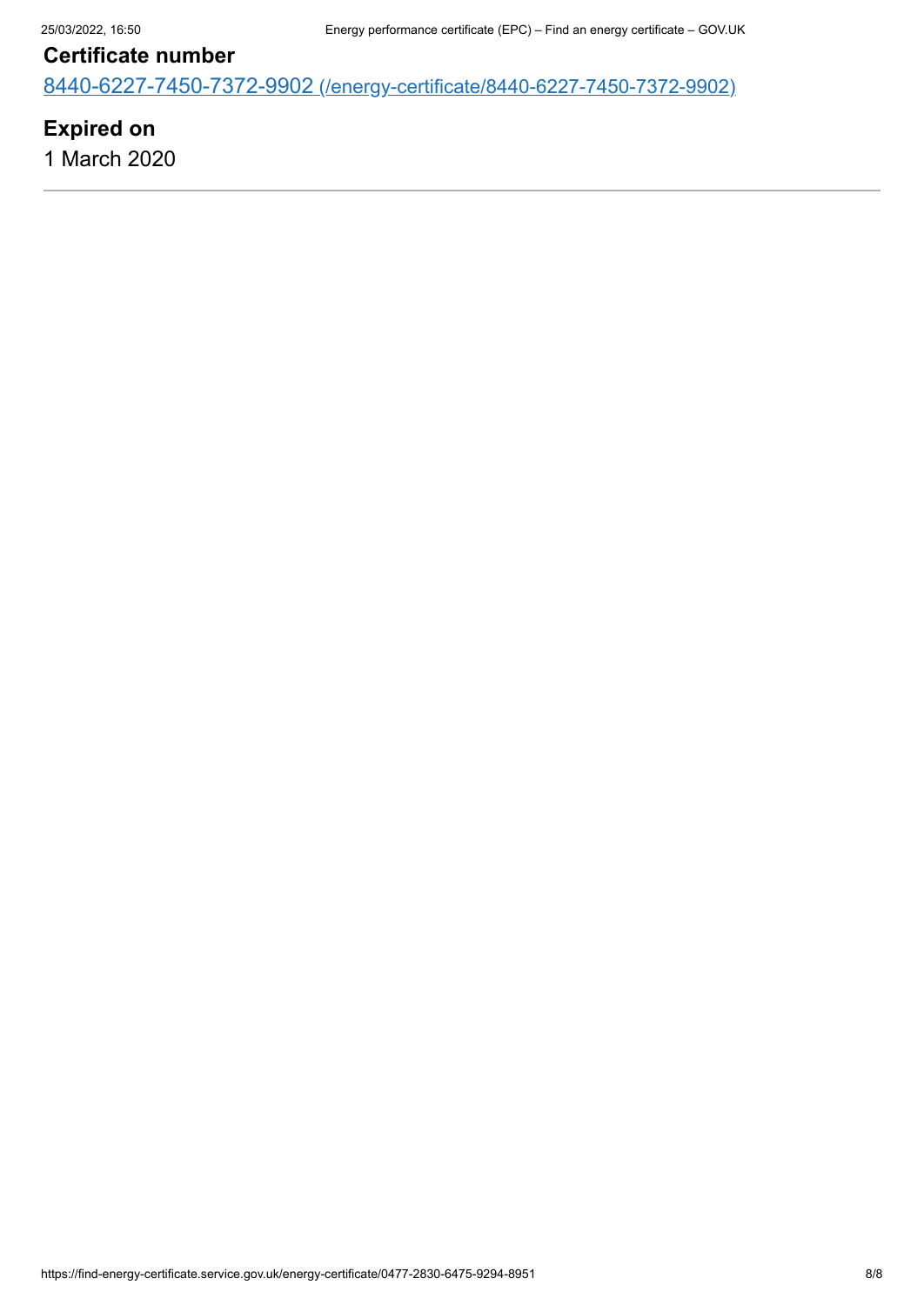**Certificate number**

[8440-6227-7450-7372-9902 (/energy-certificate/8440-6227-7450-7372-9902)](/energy-certificate/8440-6227-7450-7372-9902)

**Expired on**

1 March 2020

---